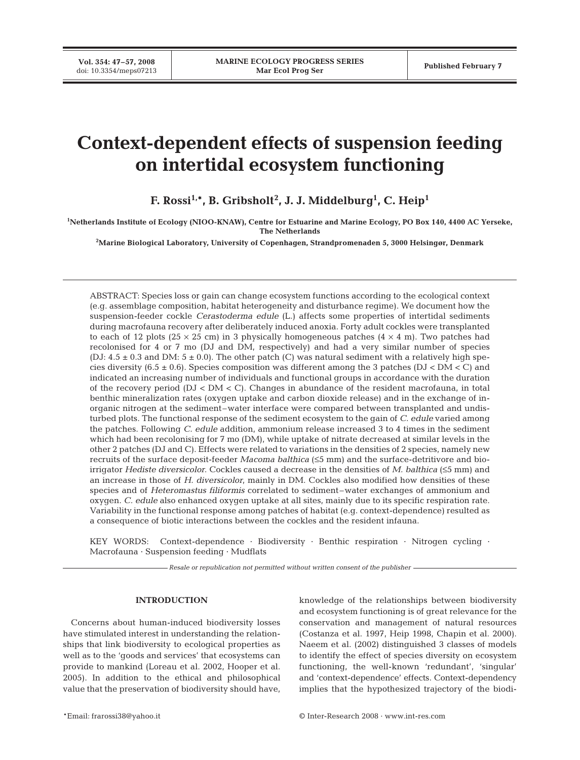# Context-dependent effects of suspension feeding on intertidal ecosystem functioning

**F. Rossi[1,*], B. Gribsholt[2], J. J. Middelburg[1], C. Heip[1]**

[1]Netherlands Institute of Ecology (NIOO-KNAW), Centre for Estuarine and Marine Ecology, PO Box 140, 4400 AC Yerseke, The Netherlands

[2]Marine Biological Laboratory, University of Copenhagen, Strandpromenaden 5, 3000 Helsingør, Denmark

ABSTRACT: Species loss or gain can change ecosystem functions according to the ecological context (e.g. assemblage composition, habitat heterogeneity and disturbance regime). We document how the suspension-feeder cockle *Cerastoderma edule* (L.) affects some properties of intertidal sediments during macrofauna recovery after deliberately induced anoxia. Forty adult cockles were transplanted to each of 12 plots (25 × 25 cm) in 3 physically homogeneous patches (4 × 4 m). Two patches had recolonised for 4 or 7 mo (DJ and DM, respectively) and had a very similar number of species (DJ: 4.5 ± 0.3 and DM: 5 ± 0.0). The other patch (C) was natural sediment with a relatively high species diversity (6.5 ± 0.6). Species composition was different among the 3 patches (DJ < DM < C) and indicated an increasing number of individuals and functional groups in accordance with the duration of the recovery period (DJ < DM < C). Changes in abundance of the resident macrofauna, in total benthic mineralization rates (oxygen uptake and carbon dioxide release) and in the exchange of inorganic nitrogen at the sediment–water interface were compared between transplanted and undisturbed plots. The functional response of the sediment ecosystem to the gain of *C. edule* varied among the patches. Following *C. edule* addition, ammonium release increased 3 to 4 times in the sediment which had been recolonising for 7 mo (DM), while uptake of nitrate decreased at similar levels in the other 2 patches (DJ and C). Effects were related to variations in the densities of 2 species, namely new recruits of the surface deposit-feeder *Macoma balthica* (≤5 mm) and the surface-detritivore and bioirrigator *Hediste diversicolor*. Cockles caused a decrease in the densities of *M. balthica* (≤5 mm) and an increase in those of *H. diversicolor*, mainly in DM. Cockles also modified how densities of these species and of *Heteromastus filiformis* correlated to sediment–water exchanges of ammonium and oxygen. *C. edule* also enhanced oxygen uptake at all sites, mainly due to its specific respiration rate. Variability in the functional response among patches of habitat (e.g. context-dependence) resulted as a consequence of biotic interactions between the cockles and the resident infauna.

KEY WORDS: Context-dependence · Biodiversity · Benthic respiration · Nitrogen cycling · Macrofauna · Suspension feeding · Mudflats

*Resale or republication not permitted without written consent of the publisher*

## INTRODUCTION

Concerns about human-induced biodiversity losses have stimulated interest in understanding the relationships that link biodiversity to ecological properties as well as to the 'goods and services' that ecosystems can provide to mankind (Loreau et al. 2002, Hooper et al. 2005). In addition to the ethical and philosophical value that the preservation of biodiversity should have, knowledge of the relationships between biodiversity and ecosystem functioning is of great relevance for the conservation and management of natural resources (Costanza et al. 1997, Heip 1998, Chapin et al. 2000). Naeem et al. (2002) distinguished 3 classes of models to identify the effect of species diversity on ecosystem functioning, the well-known 'redundant', 'singular' and 'context-dependence' effects. Context-dependency implies that the hypothesized trajectory of the biodi-

*Email: frarossi38@yahoo.it

© Inter-Research 2008 · www.int-res.com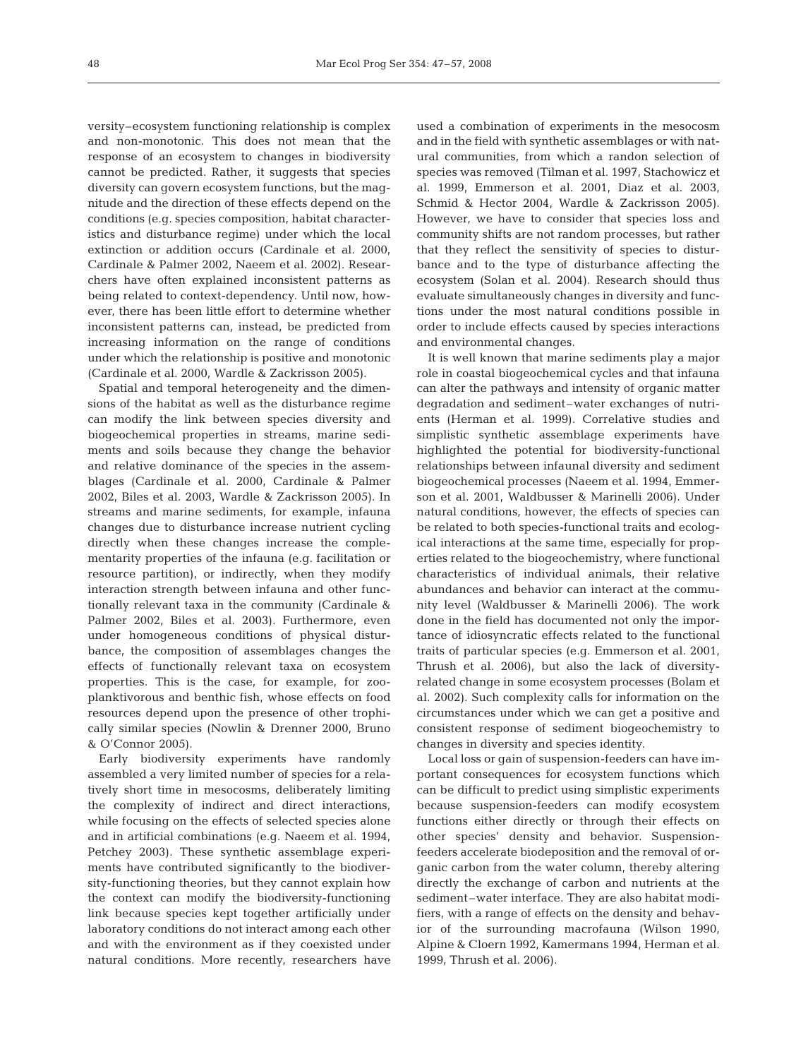versity–ecosystem functioning relationship is complex and non-monotonic. This does not mean that the response of an ecosystem to changes in biodiversity cannot be predicted. Rather, it suggests that species diversity can govern ecosystem functions, but the magnitude and the direction of these effects depend on the conditions (e.g. species composition, habitat characteristics and disturbance regime) under which the local extinction or addition occurs (Cardinale et al. 2000, Cardinale & Palmer 2002, Naeem et al. 2002). Researchers have often explained inconsistent patterns as being related to context-dependency. Until now, however, there has been little effort to determine whether inconsistent patterns can, instead, be predicted from increasing information on the range of conditions under which the relationship is positive and monotonic (Cardinale et al. 2000, Wardle & Zackrisson 2005).

Spatial and temporal heterogeneity and the dimensions of the habitat as well as the disturbance regime can modify the link between species diversity and biogeochemical properties in streams, marine sediments and soils because they change the behavior and relative dominance of the species in the assemblages (Cardinale et al. 2000, Cardinale & Palmer 2002, Biles et al. 2003, Wardle & Zackrisson 2005). In streams and marine sediments, for example, infauna changes due to disturbance increase nutrient cycling directly when these changes increase the complementarity properties of the infauna (e.g. facilitation or resource partition), or indirectly, when they modify interaction strength between infauna and other functionally relevant taxa in the community (Cardinale & Palmer 2002, Biles et al. 2003). Furthermore, even under homogeneous conditions of physical disturbance, the composition of assemblages changes the effects of functionally relevant taxa on ecosystem properties. This is the case, for example, for zooplanktivorous and benthic fish, whose effects on food resources depend upon the presence of other trophically similar species (Nowlin & Drenner 2000, Bruno & O'Connor 2005).

Early biodiversity experiments have randomly assembled a very limited number of species for a relatively short time in mesocosms, deliberately limiting the complexity of indirect and direct interactions, while focusing on the effects of selected species alone and in artificial combinations (e.g. Naeem et al. 1994, Petchey 2003). These synthetic assemblage experiments have contributed significantly to the biodiversity-functioning theories, but they cannot explain how the context can modify the biodiversity-functioning link because species kept together artificially under laboratory conditions do not interact among each other and with the environment as if they coexisted under natural conditions. More recently, researchers have used a combination of experiments in the mesocosm and in the field with synthetic assemblages or with natural communities, from which a randon selection of species was removed (Tilman et al. 1997, Stachowicz et al. 1999, Emmerson et al. 2001, Diaz et al. 2003, Schmid & Hector 2004, Wardle & Zackrisson 2005). However, we have to consider that species loss and community shifts are not random processes, but rather that they reflect the sensitivity of species to disturbance and to the type of disturbance affecting the ecosystem (Solan et al. 2004). Research should thus evaluate simultaneously changes in diversity and functions under the most natural conditions possible in order to include effects caused by species interactions and environmental changes.

It is well known that marine sediments play a major role in coastal biogeochemical cycles and that infauna can alter the pathways and intensity of organic matter degradation and sediment–water exchanges of nutrients (Herman et al. 1999). Correlative studies and simplistic synthetic assemblage experiments have highlighted the potential for biodiversity-functional relationships between infaunal diversity and sediment biogeochemical processes (Naeem et al. 1994, Emmerson et al. 2001, Waldbusser & Marinelli 2006). Under natural conditions, however, the effects of species can be related to both species-functional traits and ecological interactions at the same time, especially for properties related to the biogeochemistry, where functional characteristics of individual animals, their relative abundances and behavior can interact at the community level (Waldbusser & Marinelli 2006). The work done in the field has documented not only the importance of idiosyncratic effects related to the functional traits of particular species (e.g. Emmerson et al. 2001, Thrush et al. 2006), but also the lack of diversity-related change in some ecosystem processes (Bolam et al. 2002). Such complexity calls for information on the circumstances under which we can get a positive and consistent response of sediment biogeochemistry to changes in diversity and species identity.

Local loss or gain of suspension-feeders can have important consequences for ecosystem functions which can be difficult to predict using simplistic experiments because suspension-feeders can modify ecosystem functions either directly or through their effects on other species' density and behavior. Suspension-feeders accelerate biodeposition and the removal of organic carbon from the water column, thereby altering directly the exchange of carbon and nutrients at the sediment–water interface. They are also habitat modifiers, with a range of effects on the density and behavior of the surrounding macrofauna (Wilson 1990, Alpine & Cloern 1992, Kamermans 1994, Herman et al. 1999, Thrush et al. 2006).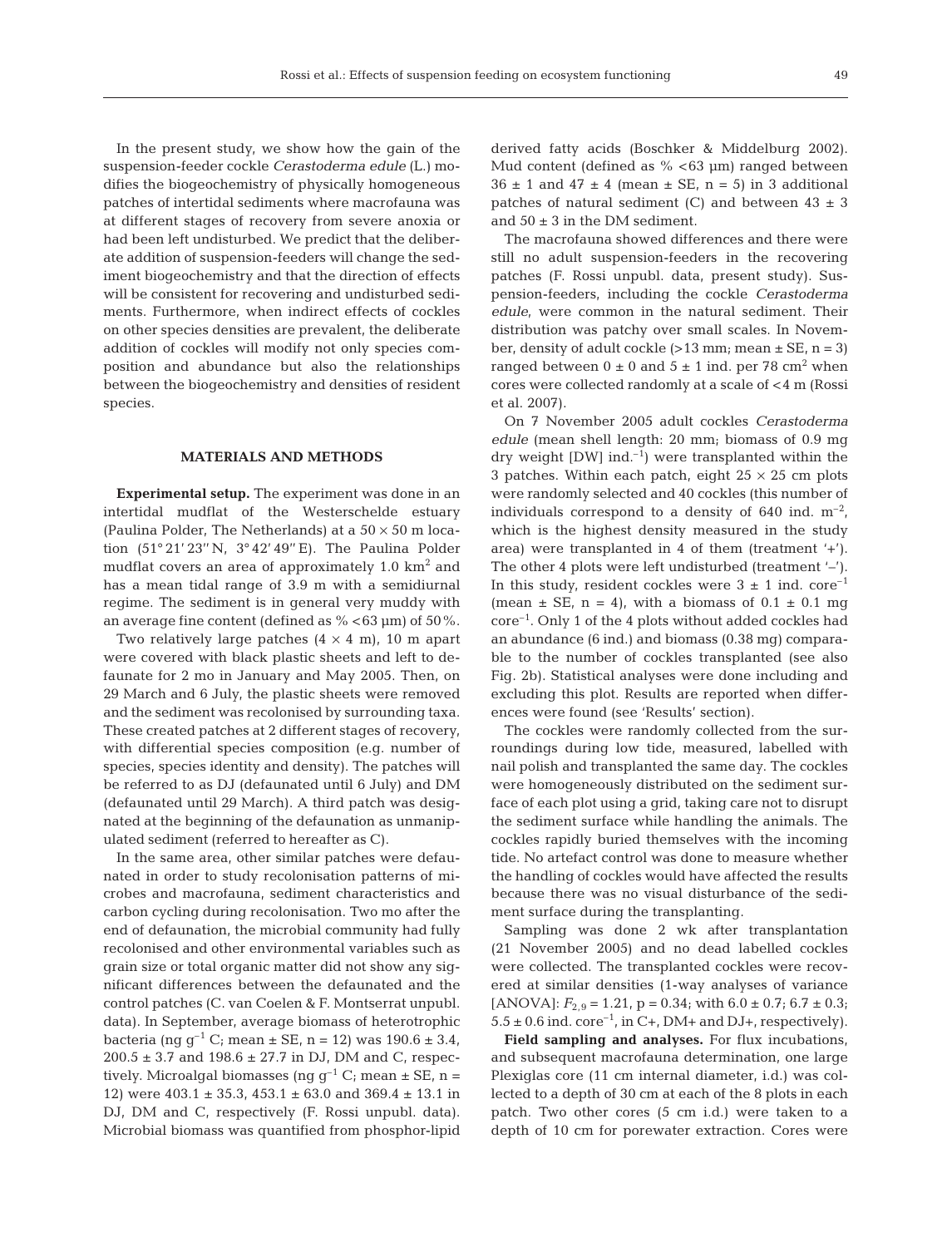In the present study, we show how the gain of the suspension-feeder cockle *Cerastoderma edule* (L.) modifies the biogeochemistry of physically homogeneous patches of intertidal sediments where macrofauna was at different stages of recovery from severe anoxia or had been left undisturbed. We predict that the deliberate addition of suspension-feeders will change the sediment biogeochemistry and that the direction of effects will be consistent for recovering and undisturbed sediments. Furthermore, when indirect effects of cockles on other species densities are prevalent, the deliberate addition of cockles will modify not only species composition and abundance but also the relationships between the biogeochemistry and densities of resident species.

## MATERIALS AND METHODS

**Experimental setup.** The experiment was done in an intertidal mudflat of the Westerschelde estuary (Paulina Polder, The Netherlands) at a 50 × 50 m location (51° 21′ 23′′ N, 3° 42′ 49′′ E). The Paulina Polder mudflat covers an area of approximately 1.0 km$^2$ and has a mean tidal range of 3.9 m with a semidiurnal regime. The sediment is in general very muddy with an average fine content (defined as % <63 µm) of 50%.

Two relatively large patches (4 × 4 m), 10 m apart were covered with black plastic sheets and left to defaunate for 2 mo in January and May 2005. Then, on 29 March and 6 July, the plastic sheets were removed and the sediment was recolonised by surrounding taxa. These created patches at 2 different stages of recovery, with differential species composition (e.g. number of species, species identity and density). The patches will be referred to as DJ (defaunated until 6 July) and DM (defaunated until 29 March). A third patch was designated at the beginning of the defaunation as unmanipulated sediment (referred to hereafter as C).

In the same area, other similar patches were defaunated in order to study recolonisation patterns of microbes and macrofauna, sediment characteristics and carbon cycling during recolonisation. Two mo after the end of defaunation, the microbial community had fully recolonised and other environmental variables such as grain size or total organic matter did not show any significant differences between the defaunated and the control patches (C. van Coelen & F. Montserrat unpubl. data). In September, average biomass of heterotrophic bacteria (ng g$^{-1}$ C; mean ± SE, n = 12) was 190.6 ± 3.4, 200.5 ± 3.7 and 198.6 ± 27.7 in DJ, DM and C, respectively. Microalgal biomasses (ng g$^{-1}$ C; mean ± SE, n = 12) were 403.1 ± 35.3, 453.1 ± 63.0 and 369.4 ± 13.1 in DJ, DM and C, respectively (F. Rossi unpubl. data). Microbial biomass was quantified from phosphor-lipid derived fatty acids (Boschker & Middelburg 2002). Mud content (defined as % <63 µm) ranged between 36 ± 1 and 47 ± 4 (mean ± SE, n = 5) in 3 additional patches of natural sediment (C) and between 43 ± 3 and 50 ± 3 in the DM sediment.

The macrofauna showed differences and there were still no adult suspension-feeders in the recovering patches (F. Rossi unpubl. data, present study). Suspension-feeders, including the cockle *Cerastoderma edule*, were common in the natural sediment. Their distribution was patchy over small scales. In November, density of adult cockle (>13 mm; mean ± SE, n = 3) ranged between 0 ± 0 and 5 ± 1 ind. per 78 cm$^2$ when cores were collected randomly at a scale of <4 m (Rossi et al. 2007).

On 7 November 2005 adult cockles *Cerastoderma edule* (mean shell length: 20 mm; biomass of 0.9 mg dry weight [DW] ind.$^{-1}$) were transplanted within the 3 patches. Within each patch, eight 25 × 25 cm plots were randomly selected and 40 cockles (this number of individuals correspond to a density of 640 ind. m$^{-2}$, which is the highest density measured in the study area) were transplanted in 4 of them (treatment '+'). The other 4 plots were left undisturbed (treatment '–'). In this study, resident cockles were 3 ± 1 ind. core$^{-1}$ (mean ± SE, n = 4), with a biomass of 0.1 ± 0.1 mg core$^{-1}$. Only 1 of the 4 plots without added cockles had an abundance (6 ind.) and biomass (0.38 mg) comparable to the number of cockles transplanted (see also Fig. 2b). Statistical analyses were done including and excluding this plot. Results are reported when differences were found (see 'Results' section).

The cockles were randomly collected from the surroundings during low tide, measured, labelled with nail polish and transplanted the same day. The cockles were homogeneously distributed on the sediment surface of each plot using a grid, taking care not to disrupt the sediment surface while handling the animals. The cockles rapidly buried themselves with the incoming tide. No artefact control was done to measure whether the handling of cockles would have affected the results because there was no visual disturbance of the sediment surface during the transplanting.

Sampling was done 2 wk after transplantation (21 November 2005) and no dead labelled cockles were collected. The transplanted cockles were recovered at similar densities (1-way analyses of variance [ANOVA]: $F_{2,9}$ = 1.21, p = 0.34; with 6.0 ± 0.7; 6.7 ± 0.3; 5.5 ± 0.6 ind. core$^{-1}$, in C+, DM+ and DJ+, respectively).

**Field sampling and analyses.** For flux incubations, and subsequent macrofauna determination, one large Plexiglas core (11 cm internal diameter, i.d.) was collected to a depth of 30 cm at each of the 8 plots in each patch. Two other cores (5 cm i.d.) were taken to a depth of 10 cm for porewater extraction. Cores were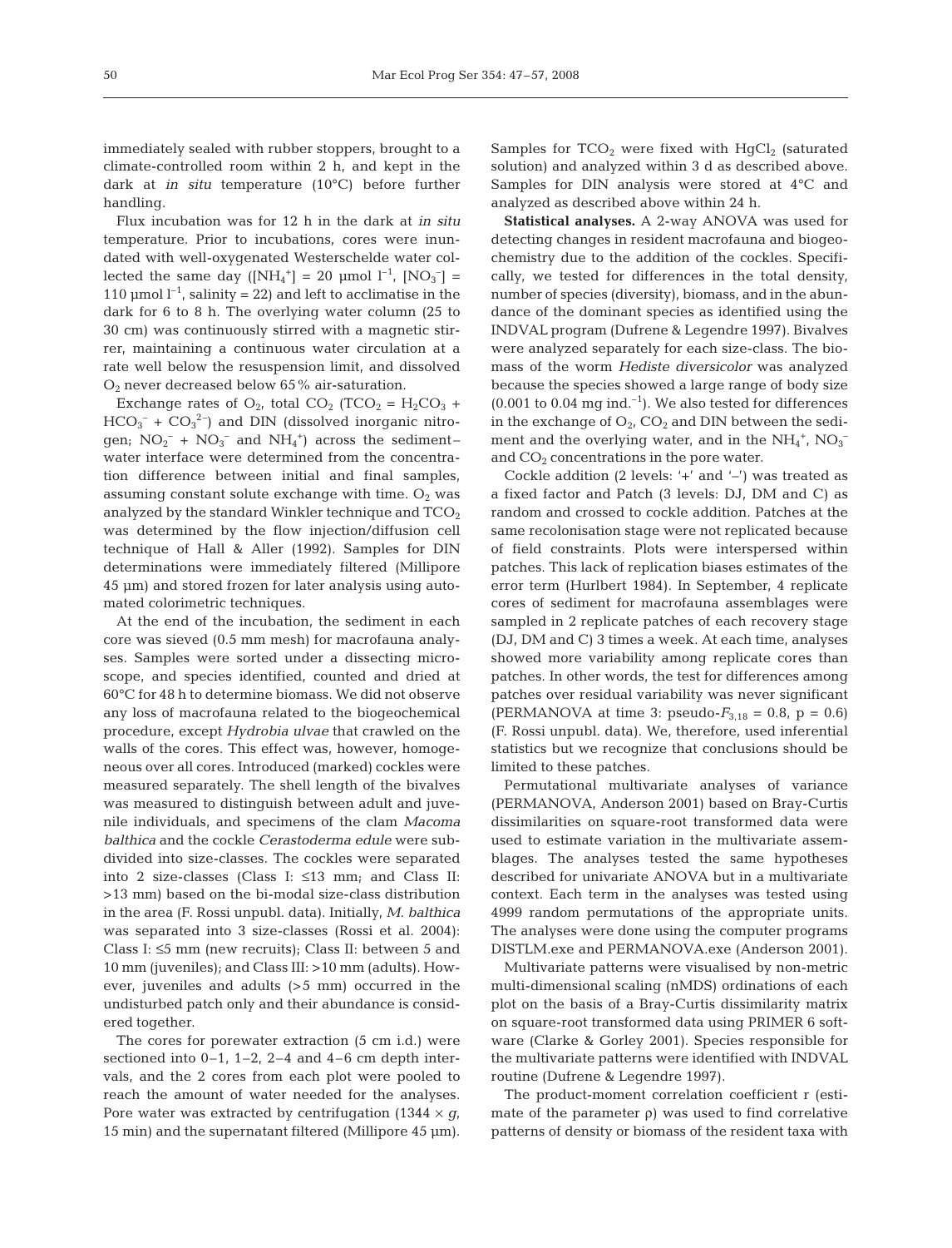immediately sealed with rubber stoppers, brought to a climate-controlled room within 2 h, and kept in the dark at *in situ* temperature (10°C) before further handling.

Flux incubation was for 12 h in the dark at *in situ* temperature. Prior to incubations, cores were inundated with well-oxygenated Westerschelde water collected the same day ($[NH_4^+]$ = 20 µmol $l^{-1}$, $[NO_3^-]$ = 110 µmol $l^{-1}$, salinity = 22) and left to acclimatise in the dark for 6 to 8 h. The overlying water column (25 to 30 cm) was continuously stirred with a magnetic stirrer, maintaining a continuous water circulation at a rate well below the resuspension limit, and dissolved $O_2$ never decreased below 65% air-saturation.

Exchange rates of $O_2$, total $CO_2$ ($TCO_2 = H_2CO_3 + HCO_3^- + CO_3^{2-}$) and DIN (dissolved inorganic nitrogen; $NO_2^- + NO_3^-$ and $NH_4^+$) across the sediment–water interface were determined from the concentration difference between initial and final samples, assuming constant solute exchange with time. $O_2$ was analyzed by the standard Winkler technique and $TCO_2$ was determined by the flow injection/diffusion cell technique of Hall & Aller (1992). Samples for DIN determinations were immediately filtered (Millipore 45 µm) and stored frozen for later analysis using automated colorimetric techniques.

At the end of the incubation, the sediment in each core was sieved (0.5 mm mesh) for macrofauna analyses. Samples were sorted under a dissecting microscope, and species identified, counted and dried at 60°C for 48 h to determine biomass. We did not observe any loss of macrofauna related to the biogeochemical procedure, except *Hydrobia ulvae* that crawled on the walls of the cores. This effect was, however, homogeneous over all cores. Introduced (marked) cockles were measured separately. The shell length of the bivalves was measured to distinguish between adult and juvenile individuals, and specimens of the clam *Macoma balthica* and the cockle *Cerastoderma edule* were subdivided into size-classes. The cockles were separated into 2 size-classes (Class I: ≤13 mm; and Class II: >13 mm) based on the bi-modal size-class distribution in the area (F. Rossi unpubl. data). Initially, *M. balthica* was separated into 3 size-classes (Rossi et al. 2004): Class I: ≤5 mm (new recruits); Class II: between 5 and 10 mm (juveniles); and Class III: >10 mm (adults). However, juveniles and adults (>5 mm) occurred in the undisturbed patch only and their abundance is considered together.

The cores for porewater extraction (5 cm i.d.) were sectioned into 0–1, 1–2, 2–4 and 4–6 cm depth intervals, and the 2 cores from each plot were pooled to reach the amount of water needed for the analyses. Pore water was extracted by centrifugation (1344 × *g*, 15 min) and the supernatant filtered (Millipore 45 µm). Samples for $TCO_2$ were fixed with $HgCl_2$ (saturated solution) and analyzed within 3 d as described above. Samples for DIN analysis were stored at 4°C and analyzed as described above within 24 h.

**Statistical analyses.** A 2-way ANOVA was used for detecting changes in resident macrofauna and biogeochemistry due to the addition of the cockles. Specifically, we tested for differences in the total density, number of species (diversity), biomass, and in the abundance of the dominant species as identified using the INDVAL program (Dufrene & Legendre 1997). Bivalves were analyzed separately for each size-class. The biomass of the worm *Hediste diversicolor* was analyzed because the species showed a large range of body size (0.001 to 0.04 mg $ind.^{-1}$). We also tested for differences in the exchange of $O_2$, $CO_2$ and DIN between the sediment and the overlying water, and in the $NH_4^+$, $NO_3^-$ and $CO_2$ concentrations in the pore water.

Cockle addition (2 levels: '+' and '–') was treated as a fixed factor and Patch (3 levels: DJ, DM and C) as random and crossed to cockle addition. Patches at the same recolonisation stage were not replicated because of field constraints. Plots were interspersed within patches. This lack of replication biases estimates of the error term (Hurlbert 1984). In September, 4 replicate cores of sediment for macrofauna assemblages were sampled in 2 replicate patches of each recovery stage (DJ, DM and C) 3 times a week. At each time, analyses showed more variability among replicate cores than patches. In other words, the test for differences among patches over residual variability was never significant (PERMANOVA at time 3: pseudo-$F_{3,18}$ = 0.8, p = 0.6) (F. Rossi unpubl. data). We, therefore, used inferential statistics but we recognize that conclusions should be limited to these patches.

Permutational multivariate analyses of variance (PERMANOVA, Anderson 2001) based on Bray-Curtis dissimilarities on square-root transformed data were used to estimate variation in the multivariate assemblages. The analyses tested the same hypotheses described for univariate ANOVA but in a multivariate context. Each term in the analyses was tested using 4999 random permutations of the appropriate units. The analyses were done using the computer programs DISTLM.exe and PERMANOVA.exe (Anderson 2001).

Multivariate patterns were visualised by non-metric multi-dimensional scaling (nMDS) ordinations of each plot on the basis of a Bray-Curtis dissimilarity matrix on square-root transformed data using PRIMER 6 software (Clarke & Gorley 2001). Species responsible for the multivariate patterns were identified with INDVAL routine (Dufrene & Legendre 1997).

The product-moment correlation coefficient r (estimate of the parameter ρ) was used to find correlative patterns of density or biomass of the resident taxa with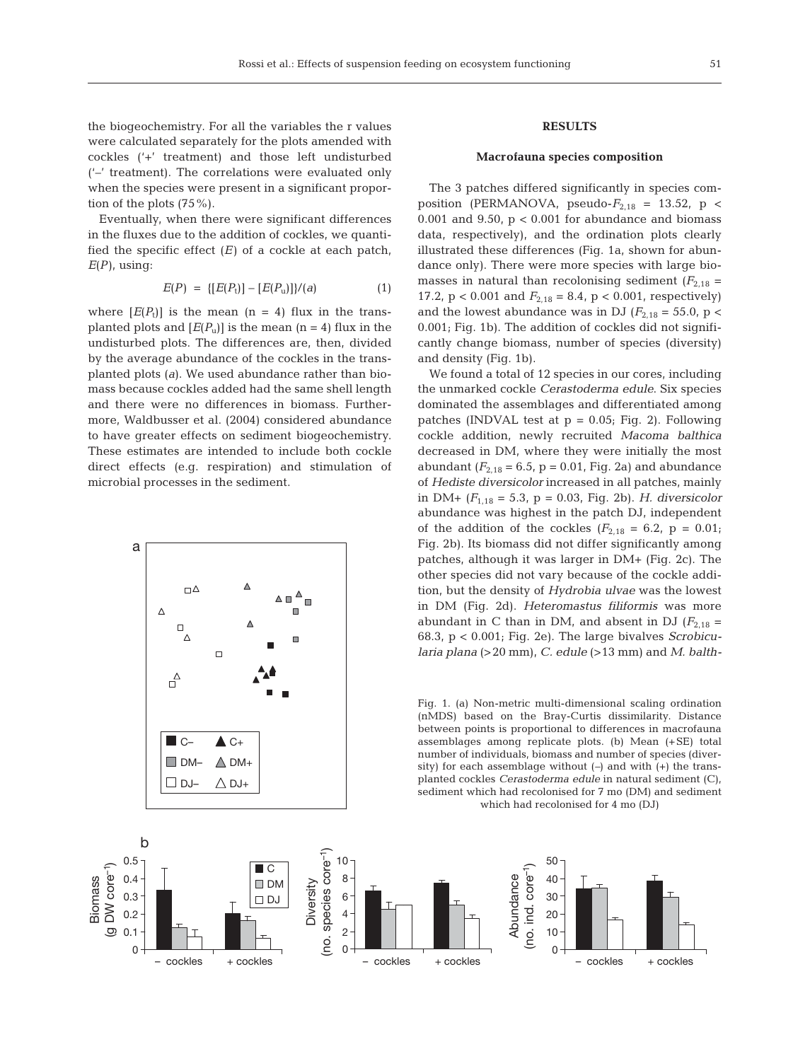the biogeochemistry. For all the variables the r values were calculated separately for the plots amended with cockles ('+' treatment) and those left undisturbed ('−' treatment). The correlations were evaluated only when the species were present in a significant proportion of the plots (75%).

Eventually, when there were significant differences in the fluxes due to the addition of cockles, we quantified the specific effect ($E$) of a cockle at each patch, $E(P)$, using:

$$E(P) = \{[E(P_t)] - [E(P_u)]\}/(a) \quad (1)$$

where $[E(P_t)]$ is the mean (n = 4) flux in the transplanted plots and $[E(P_u)]$ is the mean (n = 4) flux in the undisturbed plots. The differences are, then, divided by the average abundance of the cockles in the transplanted plots ($a$). We used abundance rather than biomass because cockles added had the same shell length and there were no differences in biomass. Furthermore, Waldbusser et al. (2004) considered abundance to have greater effects on sediment biogeochemistry. These estimates are intended to include both cockle direct effects (e.g. respiration) and stimulation of microbial processes in the sediment.

## RESULTS

### Macrofauna species composition

The 3 patches differed significantly in species composition (PERMANOVA, pseudo-$F_{2,18}$ = 13.52, $p < 0.001$ and 9.50, $p < 0.001$ for abundance and biomass data, respectively), and the ordination plots clearly illustrated these differences (Fig. 1a, shown for abundance only). There were more species with large biomasses in natural than recolonising sediment ($F_{2,18}$ = 17.2, $p < 0.001$ and $F_{2,18}$ = 8.4, $p < 0.001$, respectively) and the lowest abundance was in DJ ($F_{2,18}$ = 55.0, $p < 0.001$; Fig. 1b). The addition of cockles did not significantly change biomass, number of species (diversity) and density (Fig. 1b).

We found a total of 12 species in our cores, including the unmarked cockle *Cerastoderma edule*. Six species dominated the assemblages and differentiated among patches (INDVAL test at p = 0.05; Fig. 2). Following cockle addition, newly recruited *Macoma balthica* decreased in DM, where they were initially the most abundant ($F_{2,18}$ = 6.5, p = 0.01, Fig. 2a) and abundance of *Hediste diversicolor* increased in all patches, mainly in DM+ ($F_{1,18}$ = 5.3, p = 0.03, Fig. 2b). *H. diversicolor* abundance was highest in the patch DJ, independent of the addition of the cockles ($F_{2,18}$ = 6.2, p = 0.01; Fig. 2b). Its biomass did not differ significantly among patches, although it was larger in DM+ (Fig. 2c). The other species did not vary because of the cockle addition, but the density of *Hydrobia ulvae* was the lowest in DM (Fig. 2d). *Heteromastus filiformis* was more abundant in C than in DM, and absent in DJ ($F_{2,18}$ = 68.3, $p < 0.001$; Fig. 2e). The large bivalves *Scrobicularia plana* (>20 mm), *C. edule* (>13 mm) and *M. balth-*

Fig. 1. (a) Non-metric multi-dimensional scaling ordination (nMDS) based on the Bray-Curtis dissimilarity. Distance between points is proportional to differences in macrofauna assemblages among replicate plots. (b) Mean (+SE) total number of individuals, biomass and number of species (diversity) for each assemblage without (–) and with (+) the transplanted cockles *Cerastoderma edule* in natural sediment (C), sediment which had recolonised for 7 mo (DM) and sediment which had recolonised for 4 mo (DJ)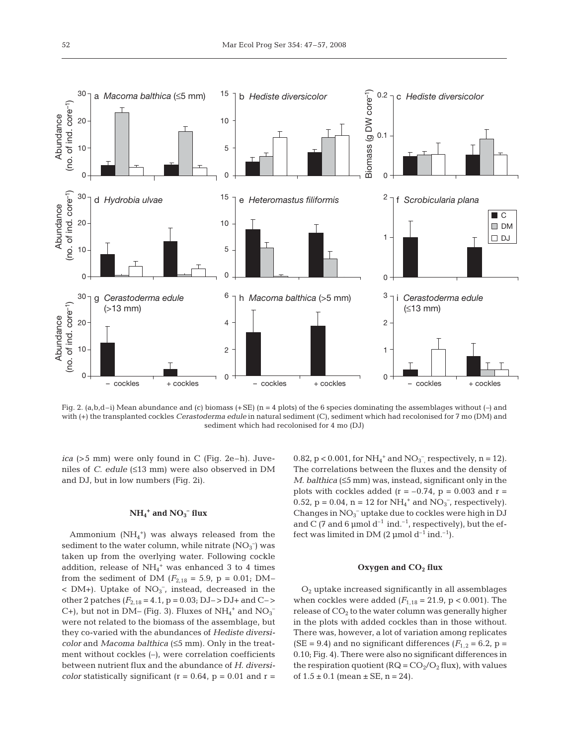Fig. 2. (a,b,d–i) Mean abundance and (c) biomass (+SE) (n = 4 plots) of the 6 species dominating the assemblages without (–) and with (+) the transplanted cockles *Cerastoderma edule* in natural sediment (C), sediment which had recolonised for 7 mo (DM) and sediment which had recolonised for 4 mo (DJ)

*ica* (>5 mm) were only found in C (Fig. 2e–h). Juveniles of *C. edule* (≤13 mm) were also observed in DM and DJ, but in low numbers (Fig. 2i).

### $NH_4^+$ and $NO_3^-$ flux

Ammonium ($NH_4^+$) was always released from the sediment to the water column, while nitrate ($NO_3^-$) was taken up from the overlying water. Following cockle addition, release of $NH_4^+$ was enhanced 3 to 4 times from the sediment of DM ($F_{2,18} = 5.9$, $p = 0.01$; DM– < DM+). Uptake of $NO_3^-$, instead, decreased in the other 2 patches ($F_{2,18} = 4.1$, $p = 0.03$; DJ– > DJ+ and C– > C+), but not in DM– (Fig. 3). Fluxes of $NH_4^+$ and $NO_3^-$ were not related to the biomass of the assemblage, but they co-varied with the abundances of *Hediste diversicolor* and *Macoma balthica* (≤5 mm). Only in the treatment without cockles (–), were correlation coefficients between nutrient flux and the abundance of *H. diversicolor* statistically significant ($r = 0.64$, $p = 0.01$ and $r = 0.82$, $p < 0.001$, for $NH_4^+$ and $NO_3^-$, respectively, $n = 12$). The correlations between the fluxes and the density of *M. balthica* (≤5 mm) was, instead, significant only in the plots with cockles added ($r = -0.74$, $p = 0.003$ and $r = 0.52$, $p = 0.04$, $n = 12$ for $NH_4^+$ and $NO_3^-$, respectively). Changes in $NO_3^-$ uptake due to cockles were high in DJ and C (7 and 6 µmol $d^{-1}$ ind.$^{-1}$, respectively), but the effect was limited in DM (2 µmol $d^{-1}$ ind.$^{-1}$).

### Oxygen and $CO_2$ flux

$O_2$ uptake increased significantly in all assemblages when cockles were added ($F_{1,18} = 21.9$, $p < 0.001$). The release of $CO_2$ to the water column was generally higher in the plots with added cockles than in those without. There was, however, a lot of variation among replicates (SE = 9.4) and no significant differences ($F_{1,2} = 6.2$, $p = 0.10$; Fig. 4). There were also no significant differences in the respiration quotient (RQ = $CO_2/O_2$ flux), with values of $1.5 \pm 0.1$ (mean ± SE, $n = 24$).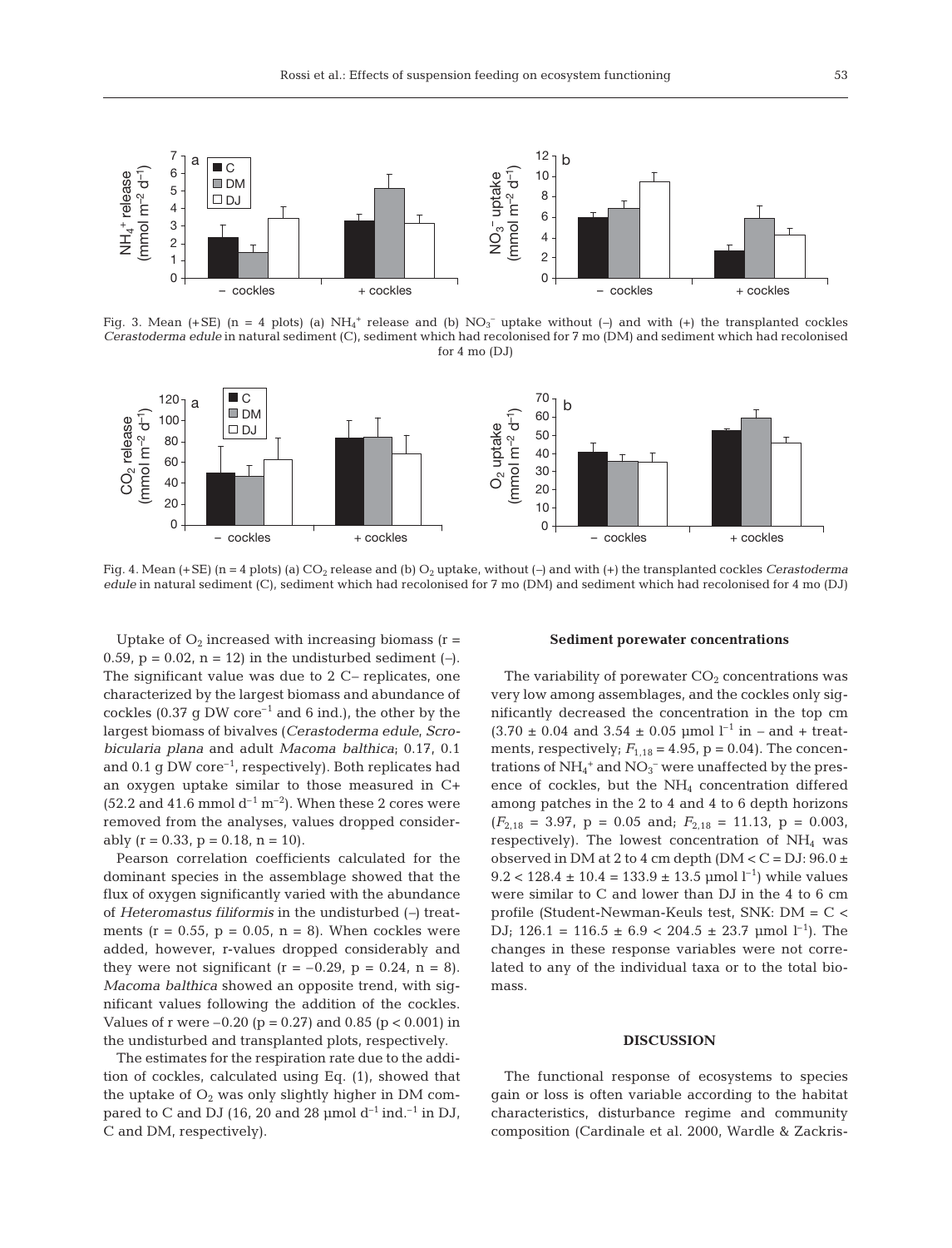Fig. 3. Mean (+SE) (n = 4 plots) (a) $NH_4^+$ release and (b) $NO_3^-$ uptake without (–) and with (+) the transplanted cockles *Cerastoderma edule* in natural sediment (C), sediment which had recolonised for 7 mo (DM) and sediment which had recolonised for 4 mo (DJ)

Fig. 4. Mean (+SE) (n = 4 plots) (a) $CO_2$ release and (b) $O_2$ uptake, without (–) and with (+) the transplanted cockles *Cerastoderma edule* in natural sediment (C), sediment which had recolonised for 7 mo (DM) and sediment which had recolonised for 4 mo (DJ)

Uptake of $O_2$ increased with increasing biomass ($r = 0.59$, $p = 0.02$, $n = 12$) in the undisturbed sediment (–). The significant value was due to 2 C– replicates, one characterized by the largest biomass and abundance of cockles (0.37 g DW $core^{-1}$ and 6 ind.), the other by the largest biomass of bivalves (*Cerastoderma edule*, *Scrobicularia plana* and adult *Macoma balthica*; 0.17, 0.1 and 0.1 g DW $core^{-1}$, respectively). Both replicates had an oxygen uptake similar to those measured in C+ (52.2 and 41.6 mmol $d^{-1}$ $m^{-2}$). When these 2 cores were removed from the analyses, values dropped considerably ($r = 0.33$, $p = 0.18$, $n = 10$).

Pearson correlation coefficients calculated for the dominant species in the assemblage showed that the flux of oxygen significantly varied with the abundance of *Heteromastus filiformis* in the undisturbed (–) treatments ($r = 0.55$, $p = 0.05$, $n = 8$). When cockles were added, however, r-values dropped considerably and they were not significant ($r = -0.29$, $p = 0.24$, $n = 8$). *Macoma balthica* showed an opposite trend, with significant values following the addition of the cockles. Values of r were –0.20 ($p = 0.27$) and 0.85 ($p < 0.001$) in the undisturbed and transplanted plots, respectively.

The estimates for the respiration rate due to the addition of cockles, calculated using Eq. (1), showed that the uptake of $O_2$ was only slightly higher in DM compared to C and DJ (16, 20 and 28 µmol $d^{-1}$ $ind.^{-1}$ in DJ, C and DM, respectively).

### Sediment porewater concentrations

The variability of porewater $CO_2$ concentrations was very low among assemblages, and the cockles only significantly decreased the concentration in the top cm (3.70 ± 0.04 and 3.54 ± 0.05 µmol $l^{-1}$ in – and + treatments, respectively; $F_{1,18} = 4.95$, $p = 0.04$). The concentrations of $NH_4^+$ and $NO_3^-$ were unaffected by the presence of cockles, but the $NH_4$ concentration differed among patches in the 2 to 4 and 4 to 6 depth horizons ($F_{2,18} = 3.97$, $p = 0.05$ and; $F_{2,18} = 11.13$, $p = 0.003$, respectively). The lowest concentration of $NH_4$ was observed in DM at 2 to 4 cm depth (DM < C = DJ: 96.0 ± 9.2 < 128.4 ± 10.4 = 133.9 ± 13.5 µmol $l^{-1}$) while values were similar to C and lower than DJ in the 4 to 6 cm profile (Student-Newman-Keuls test, SNK: DM = C < DJ; 126.1 = 116.5 ± 6.9 < 204.5 ± 23.7 µmol $l^{-1}$). The changes in these response variables were not correlated to any of the individual taxa or to the total biomass.

## DISCUSSION

The functional response of ecosystems to species gain or loss is often variable according to the habitat characteristics, disturbance regime and community composition (Cardinale et al. 2000, Wardle & Zackris-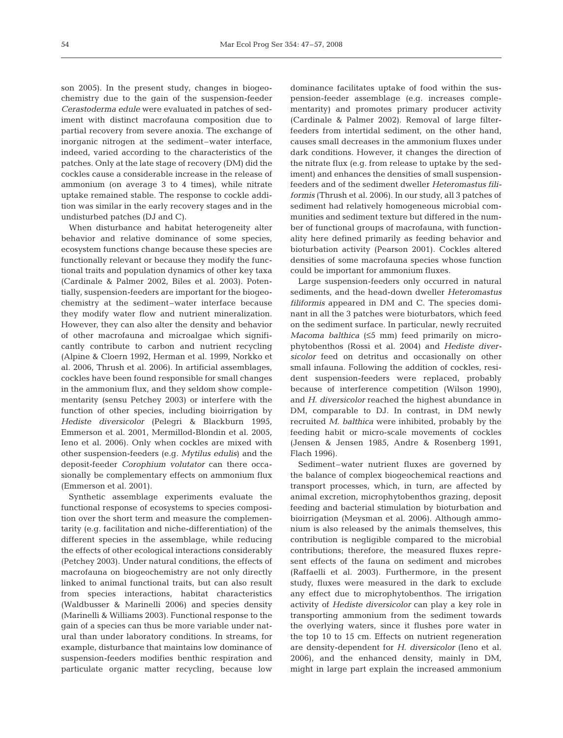son 2005). In the present study, changes in biogeochemistry due to the gain of the suspension-feeder *Cerastoderma edule* were evaluated in patches of sediment with distinct macrofauna composition due to partial recovery from severe anoxia. The exchange of inorganic nitrogen at the sediment–water interface, indeed, varied according to the characteristics of the patches. Only at the late stage of recovery (DM) did the cockles cause a considerable increase in the release of ammonium (on average 3 to 4 times), while nitrate uptake remained stable. The response to cockle addition was similar in the early recovery stages and in the undisturbed patches (DJ and C).

When disturbance and habitat heterogeneity alter behavior and relative dominance of some species, ecosystem functions change because these species are functionally relevant or because they modify the functional traits and population dynamics of other key taxa (Cardinale & Palmer 2002, Biles et al. 2003). Potentially, suspension-feeders are important for the biogeochemistry at the sediment–water interface because they modify water flow and nutrient mineralization. However, they can also alter the density and behavior of other macrofauna and microalgae which significantly contribute to carbon and nutrient recycling (Alpine & Cloern 1992, Herman et al. 1999, Norkko et al. 2006, Thrush et al. 2006). In artificial assemblages, cockles have been found responsible for small changes in the ammonium flux, and they seldom show complementarity (sensu Petchey 2003) or interfere with the function of other species, including bioirrigation by *Hediste diversicolor* (Pelegri & Blackburn 1995, Emmerson et al. 2001, Mermillod-Blondin et al. 2005, Ieno et al. 2006). Only when cockles are mixed with other suspension-feeders (e.g. *Mytilus edulis*) and the deposit-feeder *Corophium volutator* can there occasionally be complementary effects on ammonium flux (Emmerson et al. 2001).

Synthetic assemblage experiments evaluate the functional response of ecosystems to species composition over the short term and measure the complementarity (e.g. facilitation and niche-differentiation) of the different species in the assemblage, while reducing the effects of other ecological interactions considerably (Petchey 2003). Under natural conditions, the effects of macrofauna on biogeochemistry are not only directly linked to animal functional traits, but can also result from species interactions, habitat characteristics (Waldbusser & Marinelli 2006) and species density (Marinelli & Williams 2003). Functional response to the gain of a species can thus be more variable under natural than under laboratory conditions. In streams, for example, disturbance that maintains low dominance of suspension-feeders modifies benthic respiration and particulate organic matter recycling, because low dominance facilitates uptake of food within the suspension-feeder assemblage (e.g. increases complementarity) and promotes primary producer activity (Cardinale & Palmer 2002). Removal of large filter-feeders from intertidal sediment, on the other hand, causes small decreases in the ammonium fluxes under dark conditions. However, it changes the direction of the nitrate flux (e.g. from release to uptake by the sediment) and enhances the densities of small suspension-feeders and of the sediment dweller *Heteromastus filiformis* (Thrush et al. 2006). In our study, all 3 patches of sediment had relatively homogeneous microbial communities and sediment texture but differed in the number of functional groups of macrofauna, with functionality here defined primarily as feeding behavior and bioturbation activity (Pearson 2001). Cockles altered densities of some macrofauna species whose function could be important for ammonium fluxes.

Large suspension-feeders only occurred in natural sediments, and the head-down dweller *Heteromastus filiformis* appeared in DM and C. The species dominant in all the 3 patches were bioturbators, which feed on the sediment surface. In particular, newly recruited *Macoma balthica* (≤5 mm) feed primarily on microphytobenthos (Rossi et al. 2004) and *Hediste diversicolor* feed on detritus and occasionally on other small infauna. Following the addition of cockles, resident suspension-feeders were replaced, probably because of interference competition (Wilson 1990), and *H. diversicolor* reached the highest abundance in DM, comparable to DJ. In contrast, in DM newly recruited *M. balthica* were inhibited, probably by the feeding habit or micro-scale movements of cockles (Jensen & Jensen 1985, Andre & Rosenberg 1991, Flach 1996).

Sediment–water nutrient fluxes are governed by the balance of complex biogeochemical reactions and transport processes, which, in turn, are affected by animal excretion, microphytobenthos grazing, deposit feeding and bacterial stimulation by bioturbation and bioirrigation (Meysman et al. 2006). Although ammonium is also released by the animals themselves, this contribution is negligible compared to the microbial contributions; therefore, the measured fluxes represent effects of the fauna on sediment and microbes (Raffaelli et al. 2003). Furthermore, in the present study, fluxes were measured in the dark to exclude any effect due to microphytobenthos. The irrigation activity of *Hediste diversicolor* can play a key role in transporting ammonium from the sediment towards the overlying waters, since it flushes pore water in the top 10 to 15 cm. Effects on nutrient regeneration are density-dependent for *H. diversicolor* (Ieno et al. 2006), and the enhanced density, mainly in DM, might in large part explain the increased ammonium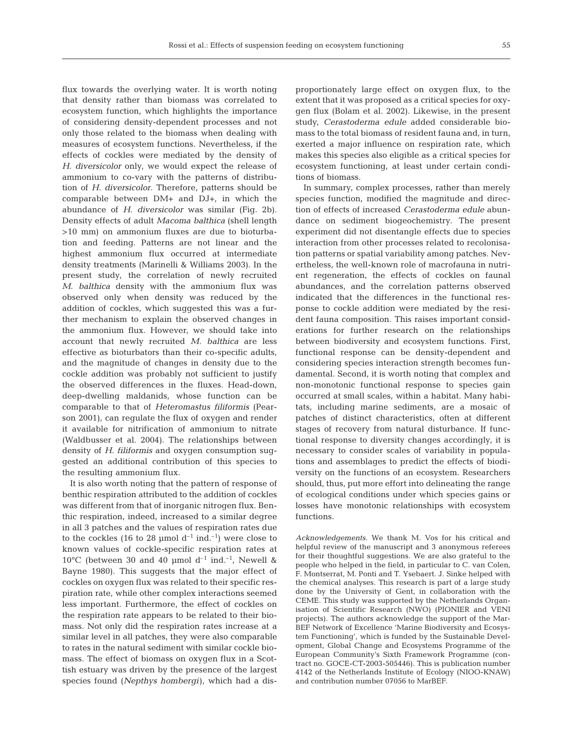flux towards the overlying water. It is worth noting that density rather than biomass was correlated to ecosystem function, which highlights the importance of considering density-dependent processes and not only those related to the biomass when dealing with measures of ecosystem functions. Nevertheless, if the effects of cockles were mediated by the density of *H. diversicolor* only, we would expect the release of ammonium to co-vary with the patterns of distribution of *H. diversicolor*. Therefore, patterns should be comparable between DM+ and DJ+, in which the abundance of *H. diversicolor* was similar (Fig. 2b). Density effects of adult *Macoma balthica* (shell length >10 mm) on ammonium fluxes are due to bioturbation and feeding. Patterns are not linear and the highest ammonium flux occurred at intermediate density treatments (Marinelli & Williams 2003). In the present study, the correlation of newly recruited *M. balthica* density with the ammonium flux was observed only when density was reduced by the addition of cockles, which suggested this was a further mechanism to explain the observed changes in the ammonium flux. However, we should take into account that newly recruited *M. balthica* are less effective as bioturbators than their co-specific adults, and the magnitude of changes in density due to the cockle addition was probably not sufficient to justify the observed differences in the fluxes. Head-down, deep-dwelling maldanids, whose function can be comparable to that of *Heteromastus filiformis* (Pearson 2001), can regulate the flux of oxygen and render it available for nitrification of ammonium to nitrate (Waldbusser et al. 2004). The relationships between density of *H. filiformis* and oxygen consumption suggested an additional contribution of this species to the resulting ammonium flux.

It is also worth noting that the pattern of response of benthic respiration attributed to the addition of cockles was different from that of inorganic nitrogen flux. Benthic respiration, indeed, increased to a similar degree in all 3 patches and the values of respiration rates due to the cockles (16 to 28 µmol $d^{-1}$ $ind.^{-1}$) were close to known values of cockle-specific respiration rates at 10°C (between 30 and 40 µmol $d^{-1}$ $ind.^{-1}$, Newell & Bayne 1980). This suggests that the major effect of cockles on oxygen flux was related to their specific respiration rate, while other complex interactions seemed less important. Furthermore, the effect of cockles on the respiration rate appears to be related to their biomass. Not only did the respiration rates increase at a similar level in all patches, they were also comparable to rates in the natural sediment with similar cockle biomass. The effect of biomass on oxygen flux in a Scottish estuary was driven by the presence of the largest species found (*Nepthys hombergi*), which had a disproportionately large effect on oxygen flux, to the extent that it was proposed as a critical species for oxygen flux (Bolam et al. 2002). Likewise, in the present study, *Cerastoderma edule* added considerable biomass to the total biomass of resident fauna and, in turn, exerted a major influence on respiration rate, which makes this species also eligible as a critical species for ecosystem functioning, at least under certain conditions of biomass.

In summary, complex processes, rather than merely species function, modified the magnitude and direction of effects of increased *Cerastoderma edule* abundance on sediment biogeochemistry. The present experiment did not disentangle effects due to species interaction from other processes related to recolonisation patterns or spatial variability among patches. Nevertheless, the well-known role of macrofauna in nutrient regeneration, the effects of cockles on faunal abundances, and the correlation patterns observed indicated that the differences in the functional response to cockle addition were mediated by the resident fauna composition. This raises important considerations for further research on the relationships between biodiversity and ecosystem functions. First, functional response can be density-dependent and considering species interaction strength becomes fundamental. Second, it is worth noting that complex and non-monotonic functional response to species gain occurred at small scales, within a habitat. Many habitats, including marine sediments, are a mosaic of patches of distinct characteristics, often at different stages of recovery from natural disturbance. If functional response to diversity changes accordingly, it is necessary to consider scales of variability in populations and assemblages to predict the effects of biodiversity on the functions of an ecosystem. Researchers should, thus, put more effort into delineating the range of ecological conditions under which species gains or losses have monotonic relationships with ecosystem functions.

*Acknowledgements.* We thank M. Vos for his critical and helpful review of the manuscript and 3 anonymous referees for their thoughtful suggestions. We are also grateful to the people who helped in the field, in particular to C. van Colen, F. Montserrat, M. Ponti and T. Ysebaert. J. Sinke helped with the chemical analyses. This research is part of a large study done by the University of Gent, in collaboration with the CEME. This study was supported by the Netherlands Organisation of Scientific Research (NWO) (PIONIER and VENI projects). The authors acknowledge the support of the MarBEF Network of Excellence 'Marine Biodiversity and Ecosystem Functioning', which is funded by the Sustainable Development, Global Change and Ecosystems Programme of the European Community's Sixth Framework Programme (contract no. GOCE-CT-2003-505446). This is publication number 4142 of the Netherlands Institute of Ecology (NIOO-KNAW) and contribution number 07056 to MarBEF.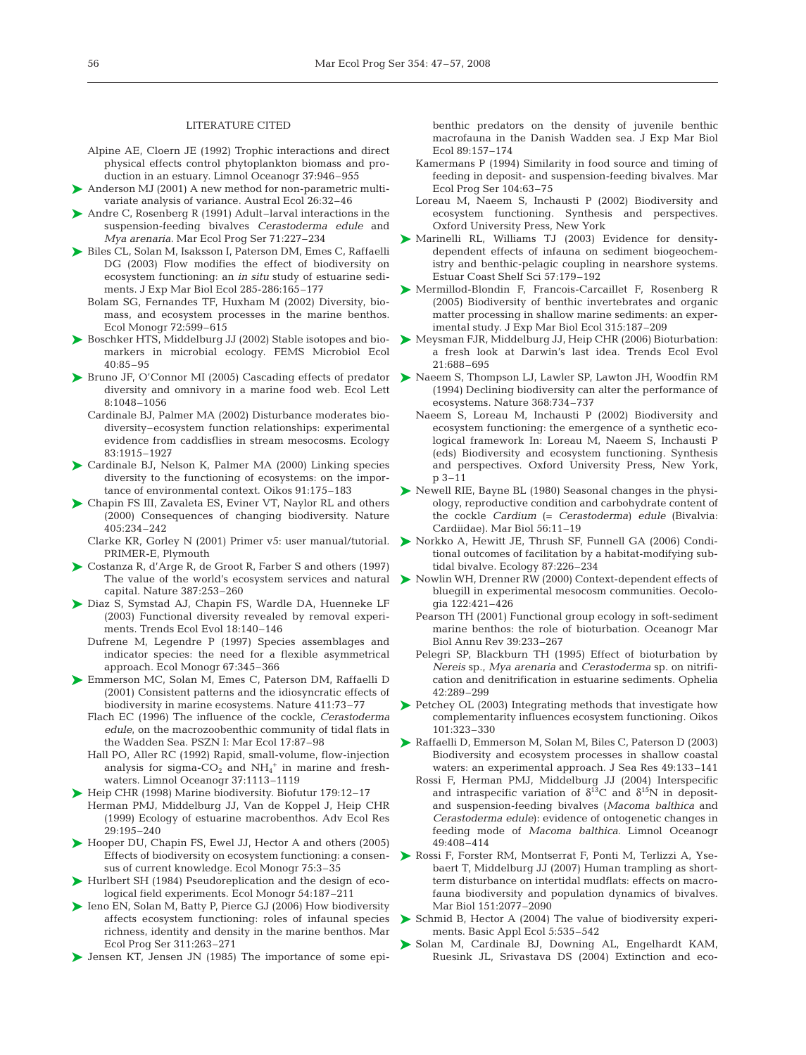## LITERATURE CITED

Alpine AE, Cloern JE (1992) Trophic interactions and direct physical effects control phytoplankton biomass and production in an estuary. Limnol Oceanogr 37:946–955

Anderson MJ (2001) A new method for non-parametric multivariate analysis of variance. Austral Ecol 26:32–46

Andre C, Rosenberg R (1991) Adult–larval interactions in the suspension-feeding bivalves *Cerastoderma edule* and *Mya arenaria*. Mar Ecol Prog Ser 71:227–234

Biles CL, Solan M, Isaksson I, Paterson DM, Emes C, Raffaelli DG (2003) Flow modifies the effect of biodiversity on ecosystem functioning: an *in situ* study of estuarine sediments. J Exp Mar Biol Ecol 285-286:165–177

Bolam SG, Fernandes TF, Huxham M (2002) Diversity, biomass, and ecosystem processes in the marine benthos. Ecol Monogr 72:599–615

Boschker HTS, Middelburg JJ (2002) Stable isotopes and biomarkers in microbial ecology. FEMS Microbiol Ecol 40:85–95

Bruno JF, O'Connor MI (2005) Cascading effects of predator diversity and omnivory in a marine food web. Ecol Lett 8:1048–1056

Cardinale BJ, Palmer MA (2002) Disturbance moderates biodiversity–ecosystem function relationships: experimental evidence from caddisflies in stream mesocosms. Ecology 83:1915–1927

Cardinale BJ, Nelson K, Palmer MA (2000) Linking species diversity to the functioning of ecosystems: on the importance of environmental context. Oikos 91:175–183

Chapin FS III, Zavaleta ES, Eviner VT, Naylor RL and others (2000) Consequences of changing biodiversity. Nature 405:234–242

Clarke KR, Gorley N (2001) Primer v5: user manual/tutorial. PRIMER-E, Plymouth

Costanza R, d'Arge R, de Groot R, Farber S and others (1997) The value of the world's ecosystem services and natural capital. Nature 387:253–260

Diaz S, Symstad AJ, Chapin FS, Wardle DA, Huenneke LF (2003) Functional diversity revealed by removal experiments. Trends Ecol Evol 18:140–146

Dufrene M, Legendre P (1997) Species assemblages and indicator species: the need for a flexible asymmetrical approach. Ecol Monogr 67:345–366

Emmerson MC, Solan M, Emes C, Paterson DM, Raffaelli D (2001) Consistent patterns and the idiosyncratic effects of biodiversity in marine ecosystems. Nature 411:73–77

Flach EC (1996) The influence of the cockle, *Cerastoderma edule*, on the macrozoobenthic community of tidal flats in the Wadden Sea. PSZN I: Mar Ecol 17:87–98

Hall PO, Aller RC (1992) Rapid, small-volume, flow-injection analysis for sigma-$CO_2$ and $NH_4^+$ in marine and freshwaters. Limnol Oceanogr 37:1113–1119

Heip CHR (1998) Marine biodiversity. Biofutur 179:12–17

Herman PMJ, Middelburg JJ, Van de Koppel J, Heip CHR (1999) Ecology of estuarine macrobenthos. Adv Ecol Res 29:195–240

Hooper DU, Chapin FS, Ewel JJ, Hector A and others (2005) Effects of biodiversity on ecosystem functioning: a consensus of current knowledge. Ecol Monogr 75:3–35

Hurlbert SH (1984) Pseudoreplication and the design of ecological field experiments. Ecol Monogr 54:187–211

Ieno EN, Solan M, Batty P, Pierce GJ (2006) How biodiversity affects ecosystem functioning: roles of infaunal species richness, identity and density in the marine benthos. Mar Ecol Prog Ser 311:263–271

Jensen KT, Jensen JN (1985) The importance of some epibenthic predators on the density of juvenile benthic macrofauna in the Danish Wadden sea. J Exp Mar Biol Ecol 89:157–174

Kamermans P (1994) Similarity in food source and timing of feeding in deposit- and suspension-feeding bivalves. Mar Ecol Prog Ser 104:63–75

Loreau M, Naeem S, Inchausti P (2002) Biodiversity and ecosystem functioning. Synthesis and perspectives. Oxford University Press, New York

Marinelli RL, Williams TJ (2003) Evidence for density-dependent effects of infauna on sediment biogeochemistry and benthic-pelagic coupling in nearshore systems. Estuar Coast Shelf Sci 57:179–192

Mermillod-Blondin F, Francois-Carcaillet F, Rosenberg R (2005) Biodiversity of benthic invertebrates and organic matter processing in shallow marine sediments: an experimental study. J Exp Mar Biol Ecol 315:187–209

Meysman FJR, Middelburg JJ, Heip CHR (2006) Bioturbation: a fresh look at Darwin's last idea. Trends Ecol Evol 21:688–695

Naeem S, Thompson LJ, Lawler SP, Lawton JH, Woodfin RM (1994) Declining biodiversity can alter the performance of ecosystems. Nature 368:734–737

Naeem S, Loreau M, Inchausti P (2002) Biodiversity and ecosystem functioning: the emergence of a synthetic ecological framework In: Loreau M, Naeem S, Inchausti P (eds) Biodiversity and ecosystem functioning. Synthesis and perspectives. Oxford University Press, New York, p 3–11

Newell RIE, Bayne BL (1980) Seasonal changes in the physiology, reproductive condition and carbohydrate content of the cockle *Cardium* (= *Cerastoderma*) *edule* (Bivalvia: Cardiidae). Mar Biol 56:11–19

Norkko A, Hewitt JE, Thrush SF, Funnell GA (2006) Conditional outcomes of facilitation by a habitat-modifying subtidal bivalve. Ecology 87:226–234

Nowlin WH, Drenner RW (2000) Context-dependent effects of bluegill in experimental mesocosm communities. Oecologia 122:421–426

Pearson TH (2001) Functional group ecology in soft-sediment marine benthos: the role of bioturbation. Oceanogr Mar Biol Annu Rev 39:233–267

Pelegri SP, Blackburn TH (1995) Effect of bioturbation by *Nereis* sp., *Mya arenaria* and *Cerastoderma* sp. on nitrification and denitrification in estuarine sediments. Ophelia 42:289–299

Petchey OL (2003) Integrating methods that investigate how complementarity influences ecosystem functioning. Oikos 101:323–330

Raffaelli D, Emmerson M, Solan M, Biles C, Paterson D (2003) Biodiversity and ecosystem processes in shallow coastal waters: an experimental approach. J Sea Res 49:133–141

Rossi F, Herman PMJ, Middelburg JJ (2004) Interspecific and intraspecific variation of $\delta^{13}C$ and $\delta^{15}N$ in deposit- and suspension-feeding bivalves (*Macoma balthica* and *Cerastoderma edule*): evidence of ontogenetic changes in feeding mode of *Macoma balthica*. Limnol Oceanogr 49:408–414

Rossi F, Forster RM, Montserrat F, Ponti M, Terlizzi A, Ysebaert T, Middelburg JJ (2007) Human trampling as short-term disturbance on intertidal mudflats: effects on macrofauna biodiversity and population dynamics of bivalves. Mar Biol 151:2077–2090

Schmid B, Hector A (2004) The value of biodiversity experiments. Basic Appl Ecol 5:535–542

Solan M, Cardinale BJ, Downing AL, Engelhardt KAM, Ruesink JL, Srivastava DS (2004) Extinction and eco-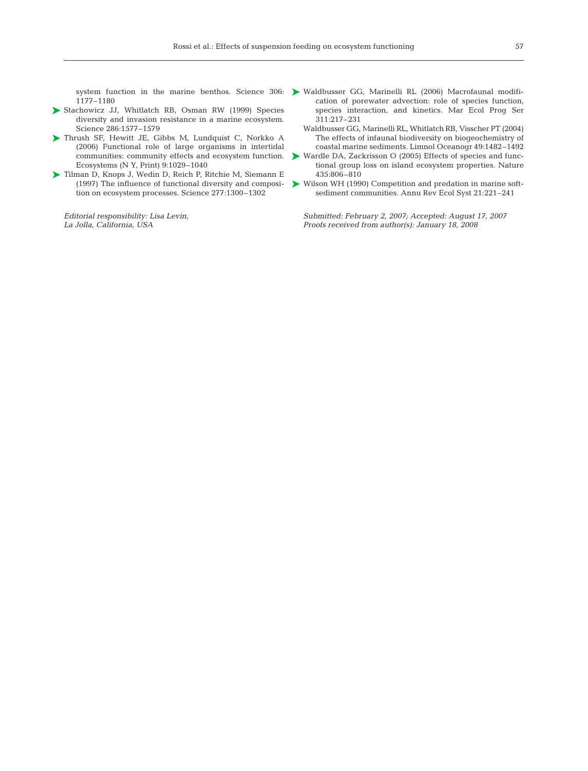system function in the marine benthos. Science 306: 1177–1180

Stachowicz JJ, Whitlatch RB, Osman RW (1999) Species diversity and invasion resistance in a marine ecosystem. Science 286:1577–1579

Thrush SF, Hewitt JE, Gibbs M, Lundquist C, Norkko A (2006) Functional role of large organisms in intertidal communities: community effects and ecosystem function. Ecosystems (N Y, Print) 9:1029–1040

Tilman D, Knops J, Wedin D, Reich P, Ritchie M, Siemann E (1997) The influence of functional diversity and composition on ecosystem processes. Science 277:1300–1302

Waldbusser GG, Marinelli RL (2006) Macrofaunal modification of porewater advection: role of species function, species interaction, and kinetics. Mar Ecol Prog Ser 311:217–231

Waldbusser GG, Marinelli RL, Whitlatch RB, Visscher PT (2004) The effects of infaunal biodiversity on biogeochemistry of coastal marine sediments. Limnol Oceanogr 49:1482–1492

Wardle DA, Zackrisson O (2005) Effects of species and functional group loss on island ecosystem properties. Nature 435:806–810

Wilson WH (1990) Competition and predation in marine soft-sediment communities. Annu Rev Ecol Syst 21:221–241

*Editorial responsibility: Lisa Levin, La Jolla, California, USA*

*Submitted: February 2, 2007; Accepted: August 17, 2007*
*Proofs received from author(s): January 18, 2008*